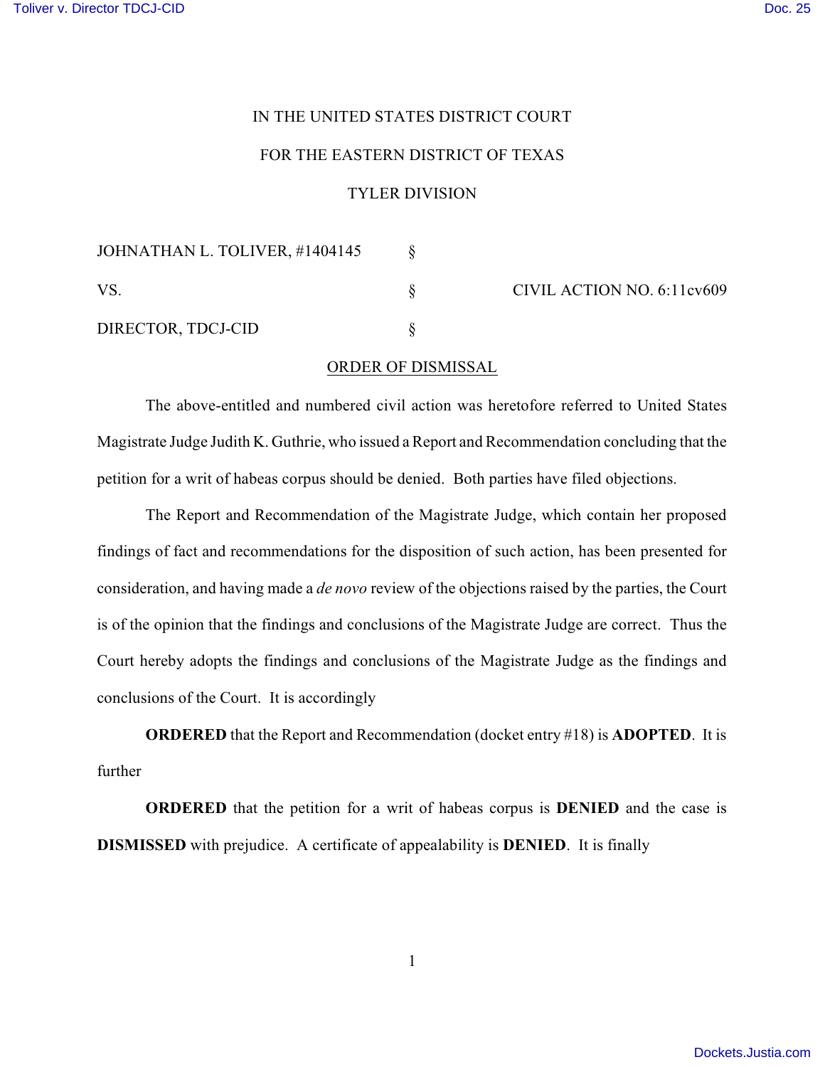IN THE UNITED STATES DISTRICT COURT

FOR THE EASTERN DISTRICT OF TEXAS

TYLER DIVISION

JOHNATHAN L. TOLIVER, #1404145 §

VS. § CIVIL ACTION NO. 6:11cv609

DIRECTOR, TDCJ-CID §

ORDER OF DISMISSAL

The above-entitled and numbered civil action was heretofore referred to United States Magistrate Judge Judith K. Guthrie, who issued a Report and Recommendation concluding that the petition for a writ of habeas corpus should be denied. Both parties have filed objections.

The Report and Recommendation of the Magistrate Judge, which contain her proposed findings of fact and recommendations for the disposition of such action, has been presented for consideration, and having made a *de novo* review of the objections raised by the parties, the Court is of the opinion that the findings and conclusions of the Magistrate Judge are correct. Thus the Court hereby adopts the findings and conclusions of the Magistrate Judge as the findings and conclusions of the Court. It is accordingly

**ORDERED** that the Report and Recommendation (docket entry #18) is **ADOPTED**. It is further

**ORDERED** that the petition for a writ of habeas corpus is **DENIED** and the case is **DISMISSED** with prejudice. A certificate of appealability is **DENIED**. It is finally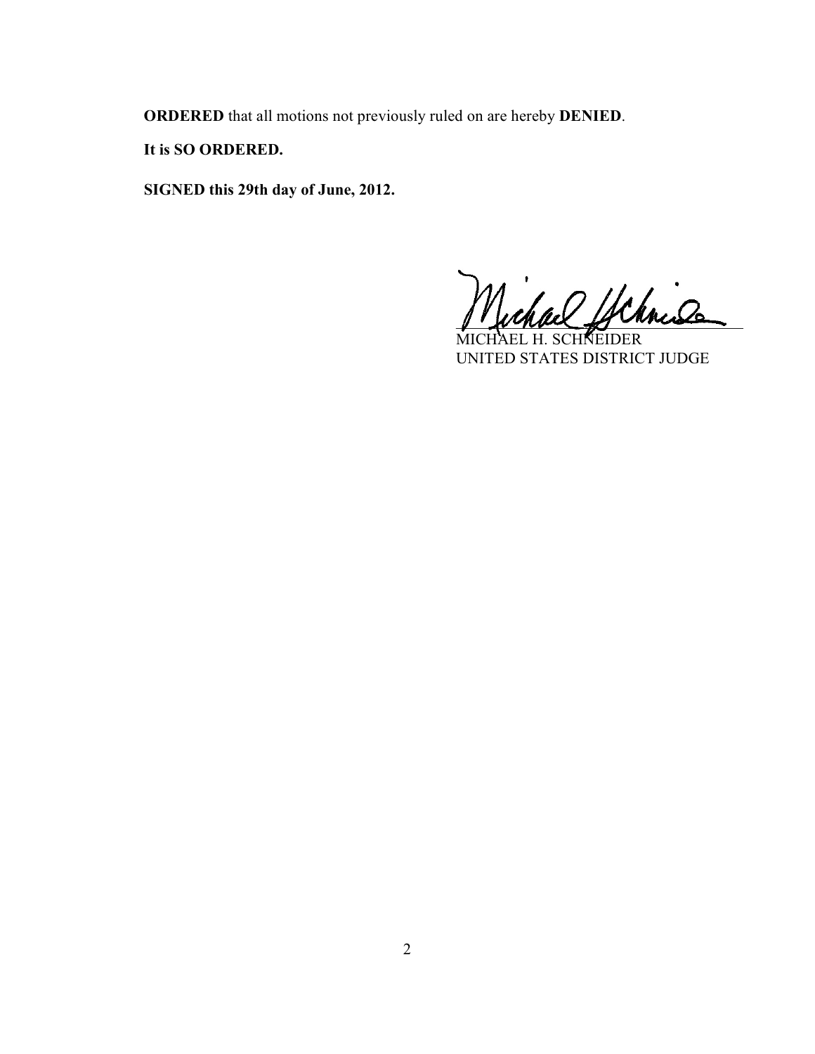**ORDERED** that all motions not previously ruled on are hereby **DENIED**.

**It is SO ORDERED.**

**SIGNED this 29th day of June, 2012.**

MICHAEL H. SCHNEIDER
UNITED STATES DISTRICT JUDGE